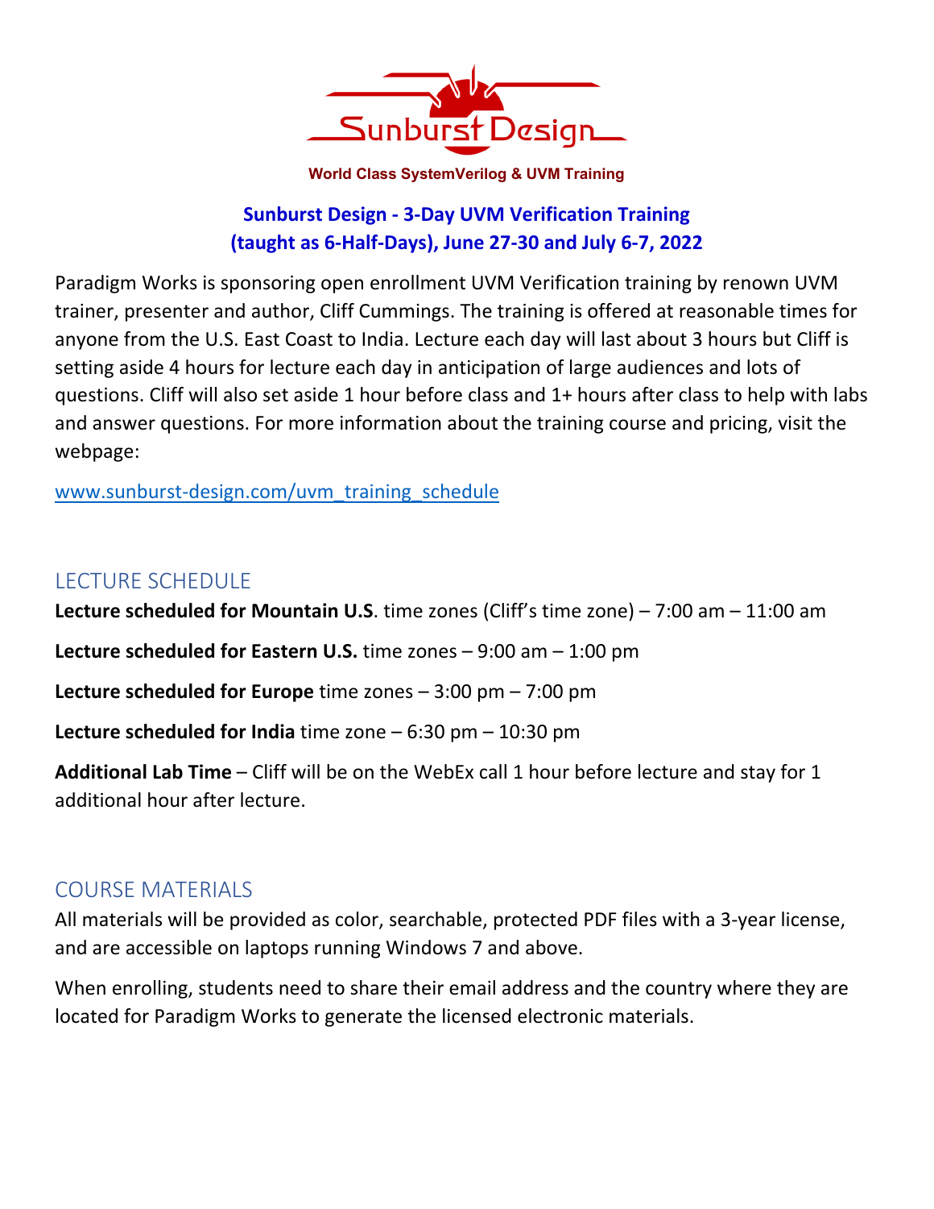Sunburst Design

**World Class SystemVerilog & UVM Training**

## Sunburst Design - 3-Day UVM Verification Training (taught as 6-Half-Days), June 27-30 and July 6-7, 2022

Paradigm Works is sponsoring open enrollment UVM Verification training by renown UVM trainer, presenter and author, Cliff Cummings. The training is offered at reasonable times for anyone from the U.S. East Coast to India. Lecture each day will last about 3 hours but Cliff is setting aside 4 hours for lecture each day in anticipation of large audiences and lots of questions. Cliff will also set aside 1 hour before class and 1+ hours after class to help with labs and answer questions. For more information about the training course and pricing, visit the webpage:

www.sunburst-design.com/uvm_training_schedule

## LECTURE SCHEDULE

**Lecture scheduled for Mountain U.S**. time zones (Cliff's time zone) – 7:00 am – 11:00 am

**Lecture scheduled for Eastern U.S.** time zones – 9:00 am – 1:00 pm

**Lecture scheduled for Europe** time zones – 3:00 pm – 7:00 pm

**Lecture scheduled for India** time zone – 6:30 pm – 10:30 pm

**Additional Lab Time** – Cliff will be on the WebEx call 1 hour before lecture and stay for 1 additional hour after lecture.

## COURSE MATERIALS

All materials will be provided as color, searchable, protected PDF files with a 3-year license, and are accessible on laptops running Windows 7 and above.

When enrolling, students need to share their email address and the country where they are located for Paradigm Works to generate the licensed electronic materials.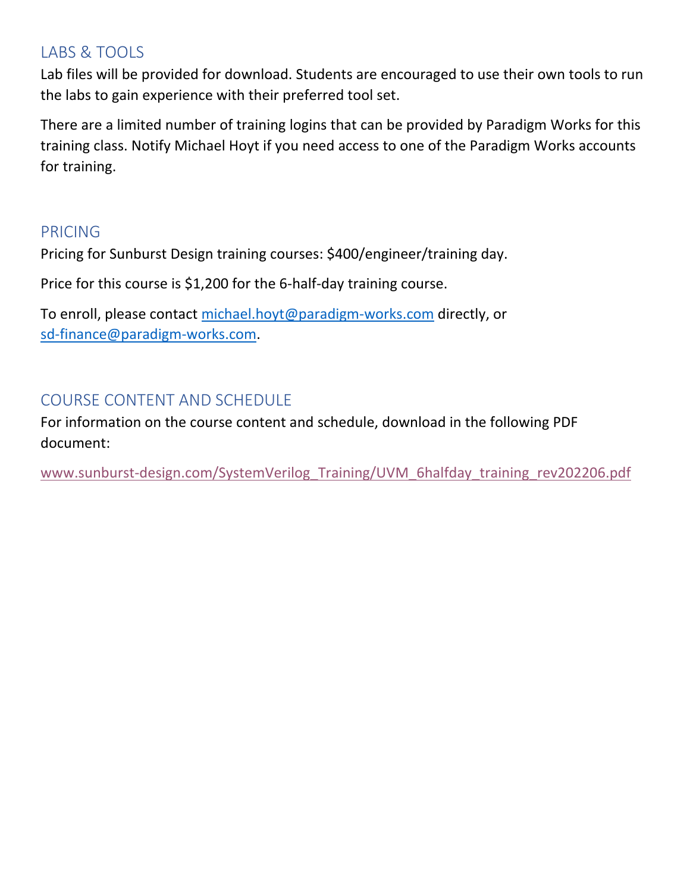## LABS & TOOLS

Lab files will be provided for download. Students are encouraged to use their own tools to run the labs to gain experience with their preferred tool set.

There are a limited number of training logins that can be provided by Paradigm Works for this training class. Notify Michael Hoyt if you need access to one of the Paradigm Works accounts for training.

## PRICING

Pricing for Sunburst Design training courses: $400/engineer/training day.

Price for this course is $1,200 for the 6-half-day training course.

To enroll, please contact michael.hoyt@paradigm-works.com directly, or sd-finance@paradigm-works.com.

## COURSE CONTENT AND SCHEDULE

For information on the course content and schedule, download in the following PDF document:

www.sunburst-design.com/SystemVerilog_Training/UVM_6halfday_training_rev202206.pdf